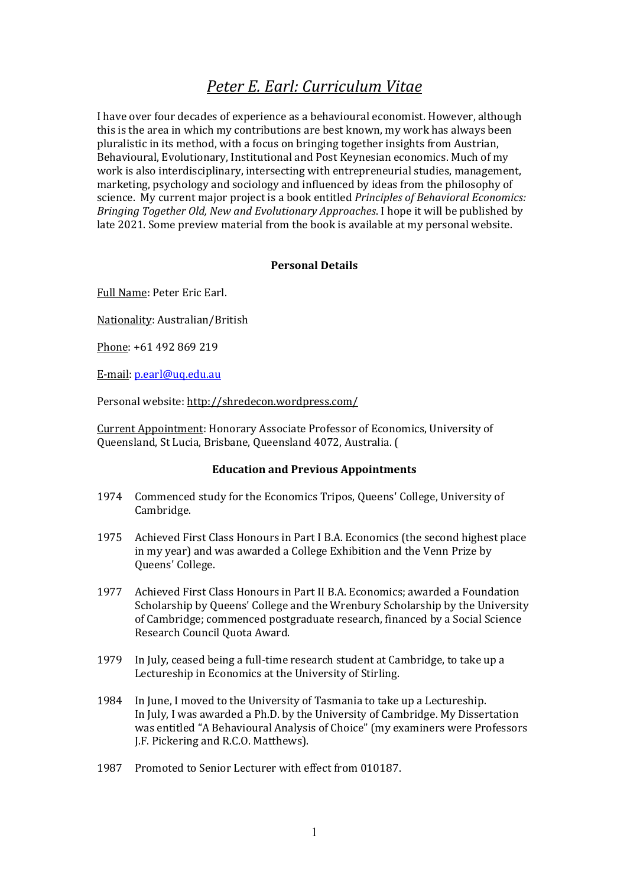# *Peter E. Earl: Curriculum Vitae*

I have over four decades of experience as a behavioural economist. However, although this is the area in which my contributions are best known, my work has always been pluralistic in its method, with a focus on bringing together insights from Austrian, Behavioural, Evolutionary, Institutional and Post Keynesian economics. Much of my work is also interdisciplinary, intersecting with entrepreneurial studies, management, marketing, psychology and sociology and influenced by ideas from the philosophy of science. My current major project is a book entitled *Principles of Behavioral Economics: Bringing Together Old, New and Evolutionary Approaches*. I hope it will be published by late 2021. Some preview material from the book is available at my personal website.

## Personal Details

Full Name: Peter Eric Earl.

Nationality: Australian/British

Phone: +61 492 869 219

E-mail: p.earl@uq.edu.au

Personal website: http://shredecon.wordpress.com/

Current Appointment: Honorary Associate Professor of Economics, University of Queensland, St Lucia, Brisbane, Queensland 4072, Australia. (

## Education and Previous Appointments

1974 Commenced study for the Economics Tripos, Queens' College, University of Cambridge.

1975 Achieved First Class Honours in Part I B.A. Economics (the second highest place in my year) and was awarded a College Exhibition and the Venn Prize by Queens' College.

1977 Achieved First Class Honours in Part II B.A. Economics; awarded a Foundation Scholarship by Queens' College and the Wrenbury Scholarship by the University of Cambridge; commenced postgraduate research, financed by a Social Science Research Council Quota Award.

1979 In July, ceased being a full-time research student at Cambridge, to take up a Lectureship in Economics at the University of Stirling.

1984 In June, I moved to the University of Tasmania to take up a Lectureship. In July, I was awarded a Ph.D. by the University of Cambridge. My Dissertation was entitled "A Behavioural Analysis of Choice" (my examiners were Professors J.F. Pickering and R.C.O. Matthews).

1987 Promoted to Senior Lecturer with effect from 010187.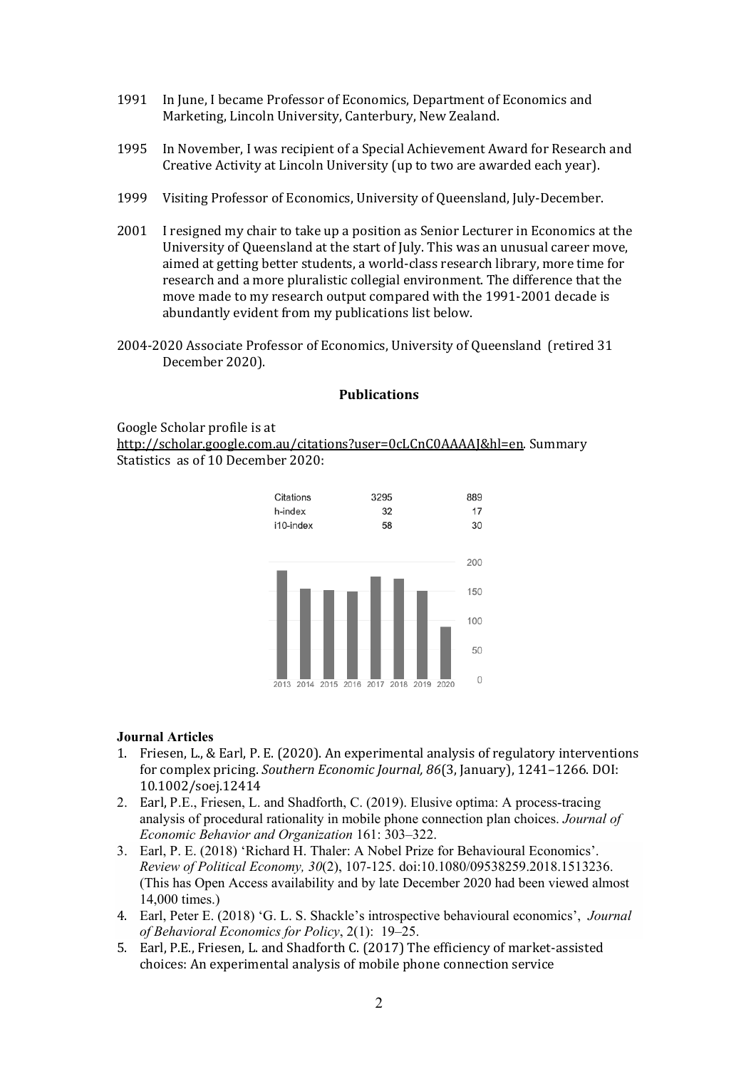1991 In June, I became Professor of Economics, Department of Economics and Marketing, Lincoln University, Canterbury, New Zealand.

1995 In November, I was recipient of a Special Achievement Award for Research and Creative Activity at Lincoln University (up to two are awarded each year).

1999 Visiting Professor of Economics, University of Queensland, July-December.

2001 I resigned my chair to take up a position as Senior Lecturer in Economics at the University of Queensland at the start of July. This was an unusual career move, aimed at getting better students, a world-class research library, more time for research and a more pluralistic collegial environment. The difference that the move made to my research output compared with the 1991-2001 decade is abundantly evident from my publications list below.

2004-2020 Associate Professor of Economics, University of Queensland (retired 31 December 2020).

## Publications

Google Scholar profile is at http://scholar.google.com.au/citations?user=0cLCnC0AAAAJ&hl=en. Summary Statistics as of 10 December 2020:

| | | |
|---|---|---|
| Citations | 3295 | 889 |
| h-index | 32 | 17 |
| i10-index | 58 | 30 |

### Journal Articles

1. Friesen, L., & Earl, P. E. (2020). An experimental analysis of regulatory interventions for complex pricing. *Southern Economic Journal, 86*(3, January), 1241–1266. DOI: 10.1002/soej.12414
2. Earl, P.E., Friesen, L. and Shadforth, C. (2019). Elusive optima: A process-tracing analysis of procedural rationality in mobile phone connection plan choices. *Journal of Economic Behavior and Organization* 161: 303–322.
3. Earl, P. E. (2018) 'Richard H. Thaler: A Nobel Prize for Behavioural Economics'. *Review of Political Economy, 30*(2), 107-125. doi:10.1080/09538259.2018.1513236. (This has Open Access availability and by late December 2020 had been viewed almost 14,000 times.)
4. Earl, Peter E. (2018) 'G. L. S. Shackle's introspective behavioural economics', *Journal of Behavioral Economics for Policy*, 2(1): 19–25.
5. Earl, P.E., Friesen, L. and Shadforth C. (2017) The efficiency of market-assisted choices: An experimental analysis of mobile phone connection service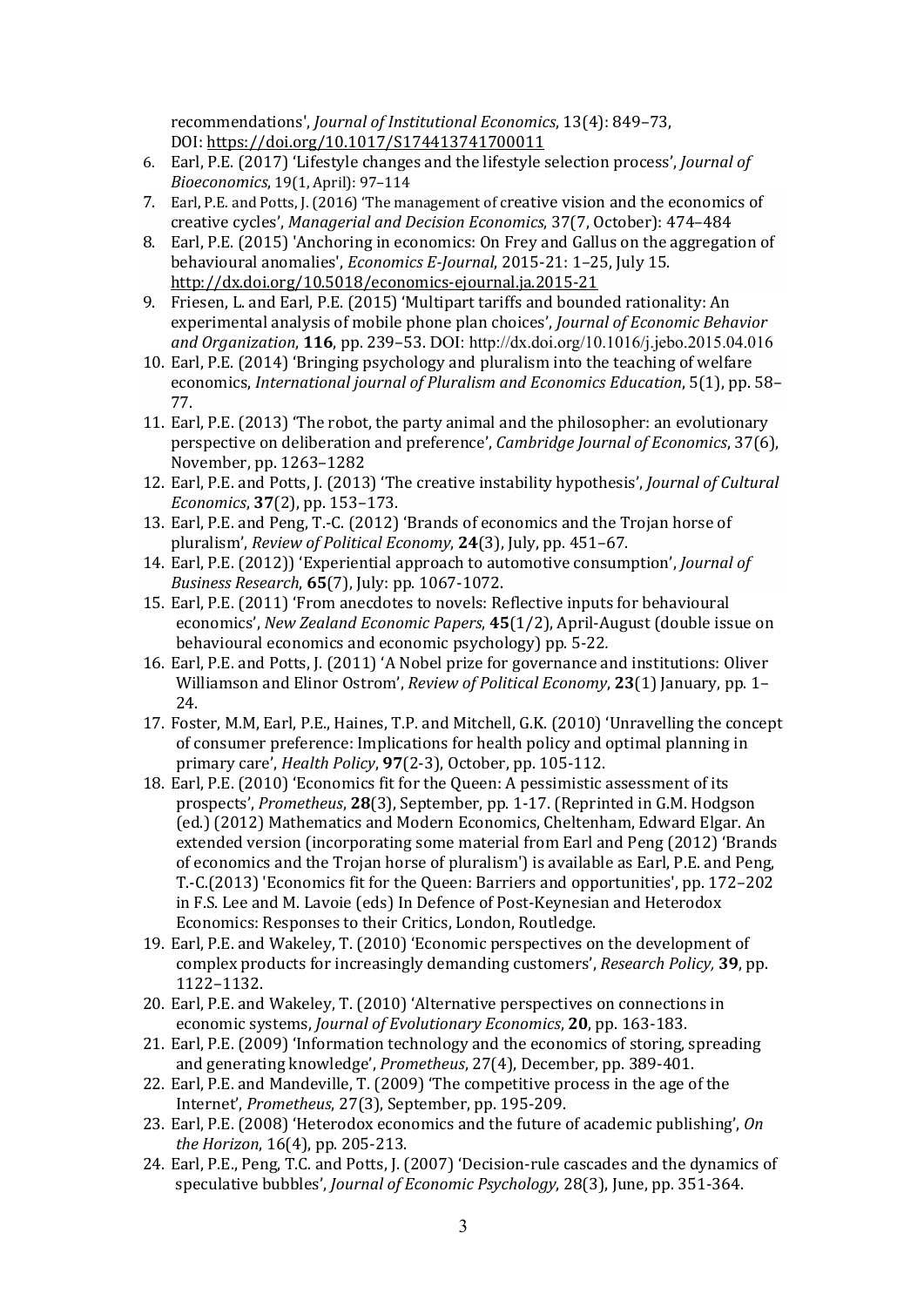recommendations', *Journal of Institutional Economics*, 13(4): 849–73, DOI: https://doi.org/10.1017/S174413741700011

6. Earl, P.E. (2017) 'Lifestyle changes and the lifestyle selection process', *Journal of Bioeconomics*, 19(1, April): 97–114
7. Earl, P.E. and Potts, J. (2016) 'The management of creative vision and the economics of creative cycles', *Managerial and Decision Economics*, 37(7, October): 474–484
8. Earl, P.E. (2015) 'Anchoring in economics: On Frey and Gallus on the aggregation of behavioural anomalies', *Economics E-Journal*, 2015-21: 1–25, July 15. http://dx.doi.org/10.5018/economics-ejournal.ja.2015-21
9. Friesen, L. and Earl, P.E. (2015) 'Multipart tariffs and bounded rationality: An experimental analysis of mobile phone plan choices', *Journal of Economic Behavior and Organization*, **116**, pp. 239–53. DOI: http://dx.doi.org/10.1016/j.jebo.2015.04.016
10. Earl, P.E. (2014) 'Bringing psychology and pluralism into the teaching of welfare economics, *International journal of Pluralism and Economics Education*, 5(1), pp. 58–77.
11. Earl, P.E. (2013) 'The robot, the party animal and the philosopher: an evolutionary perspective on deliberation and preference', *Cambridge Journal of Economics*, 37(6), November, pp. 1263–1282
12. Earl, P.E. and Potts, J. (2013) 'The creative instability hypothesis', *Journal of Cultural Economics*, **37**(2), pp. 153–173.
13. Earl, P.E. and Peng, T.-C. (2012) 'Brands of economics and the Trojan horse of pluralism', *Review of Political Economy*, **24**(3), July, pp. 451–67.
14. Earl, P.E. (2012)) 'Experiential approach to automotive consumption', *Journal of Business Research*, **65**(7), July: pp. 1067-1072.
15. Earl, P.E. (2011) 'From anecdotes to novels: Reflective inputs for behavioural economics', *New Zealand Economic Papers*, **45**(1/2), April-August (double issue on behavioural economics and economic psychology) pp. 5-22.
16. Earl, P.E. and Potts, J. (2011) 'A Nobel prize for governance and institutions: Oliver Williamson and Elinor Ostrom', *Review of Political Economy*, **23**(1) January, pp. 1–24.
17. Foster, M.M, Earl, P.E., Haines, T.P. and Mitchell, G.K. (2010) 'Unravelling the concept of consumer preference: Implications for health policy and optimal planning in primary care', *Health Policy*, **97**(2-3), October, pp. 105-112.
18. Earl, P.E. (2010) 'Economics fit for the Queen: A pessimistic assessment of its prospects', *Prometheus*, **28**(3), September, pp. 1-17. (Reprinted in G.M. Hodgson (ed.) (2012) Mathematics and Modern Economics, Cheltenham, Edward Elgar. An extended version (incorporating some material from Earl and Peng (2012) 'Brands of economics and the Trojan horse of pluralism') is available as Earl, P.E. and Peng, T.-C.(2013) 'Economics fit for the Queen: Barriers and opportunities', pp. 172–202 in F.S. Lee and M. Lavoie (eds) In Defence of Post-Keynesian and Heterodox Economics: Responses to their Critics, London, Routledge.
19. Earl, P.E. and Wakeley, T. (2010) 'Economic perspectives on the development of complex products for increasingly demanding customers', *Research Policy,* **39**, pp. 1122–1132.
20. Earl, P.E. and Wakeley, T. (2010) 'Alternative perspectives on connections in economic systems, *Journal of Evolutionary Economics*, **20**, pp. 163-183.
21. Earl, P.E. (2009) 'Information technology and the economics of storing, spreading and generating knowledge', *Prometheus*, 27(4), December, pp. 389-401.
22. Earl, P.E. and Mandeville, T. (2009) 'The competitive process in the age of the Internet', *Prometheus*, 27(3), September, pp. 195-209.
23. Earl, P.E. (2008) 'Heterodox economics and the future of academic publishing', *On the Horizon*, 16(4), pp. 205-213.
24. Earl, P.E., Peng, T.C. and Potts, J. (2007) 'Decision-rule cascades and the dynamics of speculative bubbles', *Journal of Economic Psychology*, 28(3), June, pp. 351-364.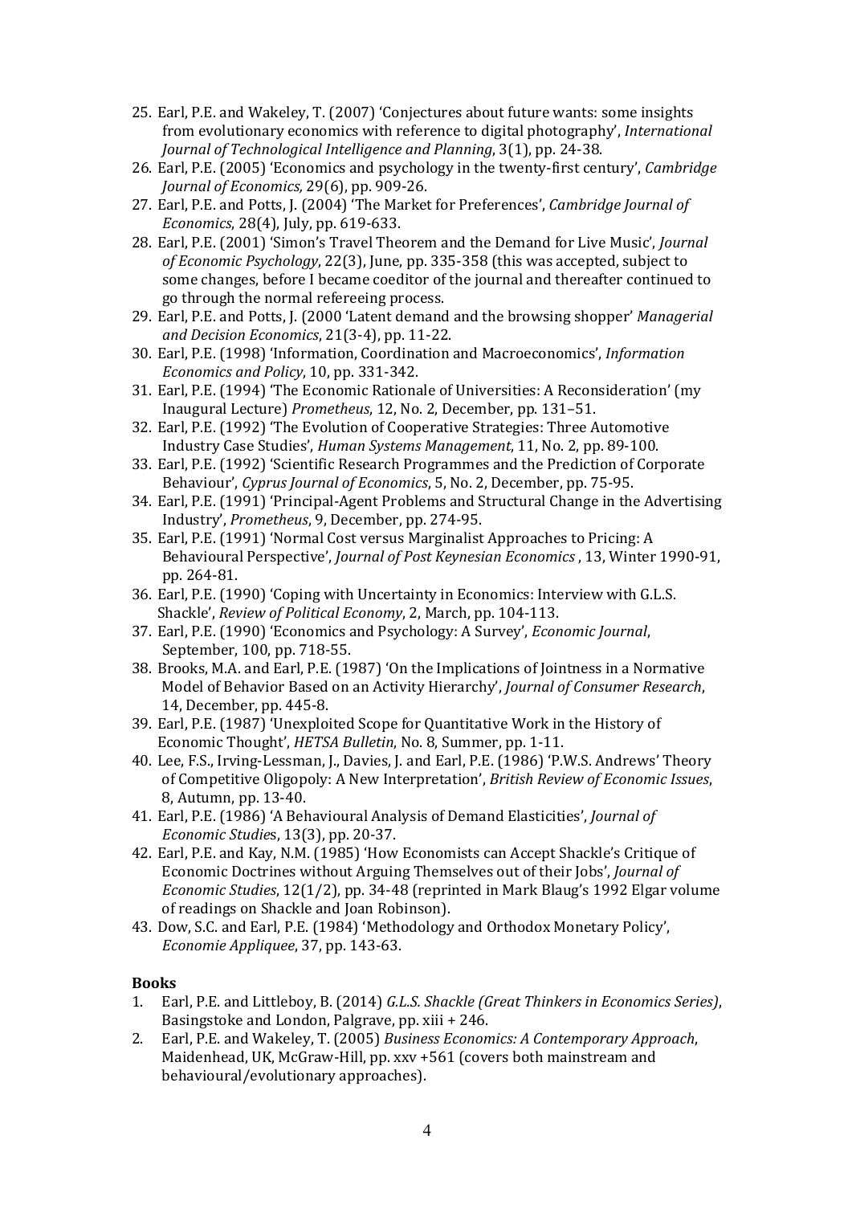25. Earl, P.E. and Wakeley, T. (2007) 'Conjectures about future wants: some insights from evolutionary economics with reference to digital photography', *International Journal of Technological Intelligence and Planning*, 3(1), pp. 24-38.
26. Earl, P.E. (2005) 'Economics and psychology in the twenty-first century', *Cambridge Journal of Economics,* 29(6), pp. 909-26.
27. Earl, P.E. and Potts, J. (2004) 'The Market for Preferences', *Cambridge Journal of Economics*, 28(4), July, pp. 619-633.
28. Earl, P.E. (2001) 'Simon's Travel Theorem and the Demand for Live Music', *Journal of Economic Psychology*, 22(3), June, pp. 335-358 (this was accepted, subject to some changes, before I became coeditor of the journal and thereafter continued to go through the normal refereeing process.
29. Earl, P.E. and Potts, J. (2000 'Latent demand and the browsing shopper' *Managerial and Decision Economics*, 21(3-4), pp. 11-22.
30. Earl, P.E. (1998) 'Information, Coordination and Macroeconomics', *Information Economics and Policy*, 10, pp. 331-342.
31. Earl, P.E. (1994) 'The Economic Rationale of Universities: A Reconsideration' (my Inaugural Lecture) *Prometheus*, 12, No. 2, December, pp. 131–51.
32. Earl, P.E. (1992) 'The Evolution of Cooperative Strategies: Three Automotive Industry Case Studies', *Human Systems Management*, 11, No. 2, pp. 89-100.
33. Earl, P.E. (1992) 'Scientific Research Programmes and the Prediction of Corporate Behaviour', *Cyprus Journal of Economics*, 5, No. 2, December, pp. 75-95.
34. Earl, P.E. (1991) 'Principal-Agent Problems and Structural Change in the Advertising Industry', *Prometheus*, 9, December, pp. 274-95.
35. Earl, P.E. (1991) 'Normal Cost versus Marginalist Approaches to Pricing: A Behavioural Perspective', *Journal of Post Keynesian Economics* , 13, Winter 1990-91, pp. 264-81.
36. Earl, P.E. (1990) 'Coping with Uncertainty in Economics: Interview with G.L.S. Shackle', *Review of Political Economy*, 2, March, pp. 104-113.
37. Earl, P.E. (1990) 'Economics and Psychology: A Survey', *Economic Journal*, September, 100, pp. 718-55.
38. Brooks, M.A. and Earl, P.E. (1987) 'On the Implications of Jointness in a Normative Model of Behavior Based on an Activity Hierarchy', *Journal of Consumer Research*, 14, December, pp. 445-8.
39. Earl, P.E. (1987) 'Unexploited Scope for Quantitative Work in the History of Economic Thought', *HETSA Bulletin*, No. 8, Summer, pp. 1-11.
40. Lee, F.S., Irving-Lessman, J., Davies, J. and Earl, P.E. (1986) 'P.W.S. Andrews' Theory of Competitive Oligopoly: A New Interpretation', *British Review of Economic Issues*, 8, Autumn, pp. 13-40.
41. Earl, P.E. (1986) 'A Behavioural Analysis of Demand Elasticities', *Journal of Economic Studies*, 13(3), pp. 20-37.
42. Earl, P.E. and Kay, N.M. (1985) 'How Economists can Accept Shackle's Critique of Economic Doctrines without Arguing Themselves out of their Jobs', *Journal of Economic Studies*, 12(1/2), pp. 34-48 (reprinted in Mark Blaug's 1992 Elgar volume of readings on Shackle and Joan Robinson).
43. Dow, S.C. and Earl, P.E. (1984) 'Methodology and Orthodox Monetary Policy', *Economie Appliquee*, 37, pp. 143-63.

**Books**

1. Earl, P.E. and Littleboy, B. (2014) *G.L.S. Shackle (Great Thinkers in Economics Series)*, Basingstoke and London, Palgrave, pp. xiii + 246.
2. Earl, P.E. and Wakeley, T. (2005) *Business Economics: A Contemporary Approach*, Maidenhead, UK, McGraw-Hill, pp. xxv +561 (covers both mainstream and behavioural/evolutionary approaches).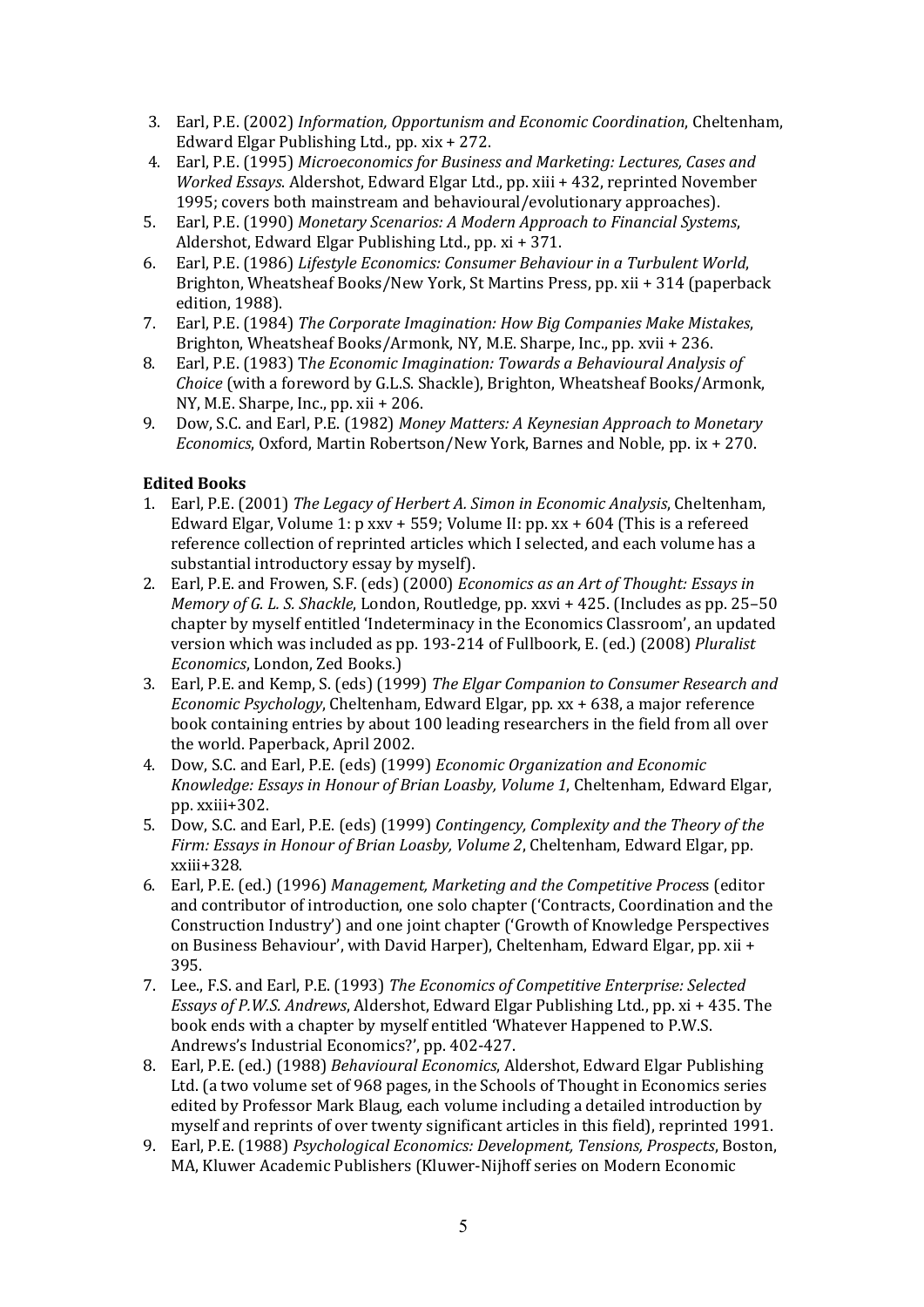3. Earl, P.E. (2002) *Information, Opportunism and Economic Coordination*, Cheltenham, Edward Elgar Publishing Ltd., pp. xix + 272.
4. Earl, P.E. (1995) *Microeconomics for Business and Marketing: Lectures, Cases and Worked Essays*. Aldershot, Edward Elgar Ltd., pp. xiii + 432, reprinted November 1995; covers both mainstream and behavioural/evolutionary approaches).
5. Earl, P.E. (1990) *Monetary Scenarios: A Modern Approach to Financial Systems*, Aldershot, Edward Elgar Publishing Ltd., pp. xi + 371.
6. Earl, P.E. (1986) *Lifestyle Economics: Consumer Behaviour in a Turbulent World*, Brighton, Wheatsheaf Books/New York, St Martins Press, pp. xii + 314 (paperback edition, 1988).
7. Earl, P.E. (1984) *The Corporate Imagination: How Big Companies Make Mistakes*, Brighton, Wheatsheaf Books/Armonk, NY, M.E. Sharpe, Inc., pp. xvii + 236.
8. Earl, P.E. (1983) T*he Economic Imagination: Towards a Behavioural Analysis of Choice* (with a foreword by G.L.S. Shackle), Brighton, Wheatsheaf Books/Armonk, NY, M.E. Sharpe, Inc., pp. xii + 206.
9. Dow, S.C. and Earl, P.E. (1982) *Money Matters: A Keynesian Approach to Monetary Economics*, Oxford, Martin Robertson/New York, Barnes and Noble, pp. ix + 270.

**Edited Books**

1. Earl, P.E. (2001) *The Legacy of Herbert A. Simon in Economic Analysis*, Cheltenham, Edward Elgar, Volume 1: p xxv + 559; Volume II: pp. xx + 604 (This is a refereed reference collection of reprinted articles which I selected, and each volume has a substantial introductory essay by myself).
2. Earl, P.E. and Frowen, S.F. (eds) (2000) *Economics as an Art of Thought: Essays in Memory of G. L. S. Shackle*, London, Routledge, pp. xxvi + 425. (Includes as pp. 25–50 chapter by myself entitled 'Indeterminacy in the Economics Classroom', an updated version which was included as pp. 193-214 of Fullboork, E. (ed.) (2008) *Pluralist Economics*, London, Zed Books.)
3. Earl, P.E. and Kemp, S. (eds) (1999) *The Elgar Companion to Consumer Research and Economic Psychology*, Cheltenham, Edward Elgar, pp. xx + 638, a major reference book containing entries by about 100 leading researchers in the field from all over the world. Paperback, April 2002.
4. Dow, S.C. and Earl, P.E. (eds) (1999) *Economic Organization and Economic Knowledge: Essays in Honour of Brian Loasby, Volume 1*, Cheltenham, Edward Elgar, pp. xxiii+302.
5. Dow, S.C. and Earl, P.E. (eds) (1999) *Contingency, Complexity and the Theory of the Firm: Essays in Honour of Brian Loasby, Volume 2*, Cheltenham, Edward Elgar, pp. xxiii+328.
6. Earl, P.E. (ed.) (1996) *Management, Marketing and the Competitive Process* (editor and contributor of introduction, one solo chapter ('Contracts, Coordination and the Construction Industry') and one joint chapter ('Growth of Knowledge Perspectives on Business Behaviour', with David Harper), Cheltenham, Edward Elgar, pp. xii + 395.
7. Lee., F.S. and Earl, P.E. (1993) *The Economics of Competitive Enterprise: Selected Essays of P.W.S. Andrews*, Aldershot, Edward Elgar Publishing Ltd., pp. xi + 435. The book ends with a chapter by myself entitled 'Whatever Happened to P.W.S. Andrews's Industrial Economics?', pp. 402-427.
8. Earl, P.E. (ed.) (1988) *Behavioural Economics*, Aldershot, Edward Elgar Publishing Ltd. (a two volume set of 968 pages, in the Schools of Thought in Economics series edited by Professor Mark Blaug, each volume including a detailed introduction by myself and reprints of over twenty significant articles in this field), reprinted 1991.
9. Earl, P.E. (1988) *Psychological Economics: Development, Tensions, Prospects*, Boston, MA, Kluwer Academic Publishers (Kluwer-Nijhoff series on Modern Economic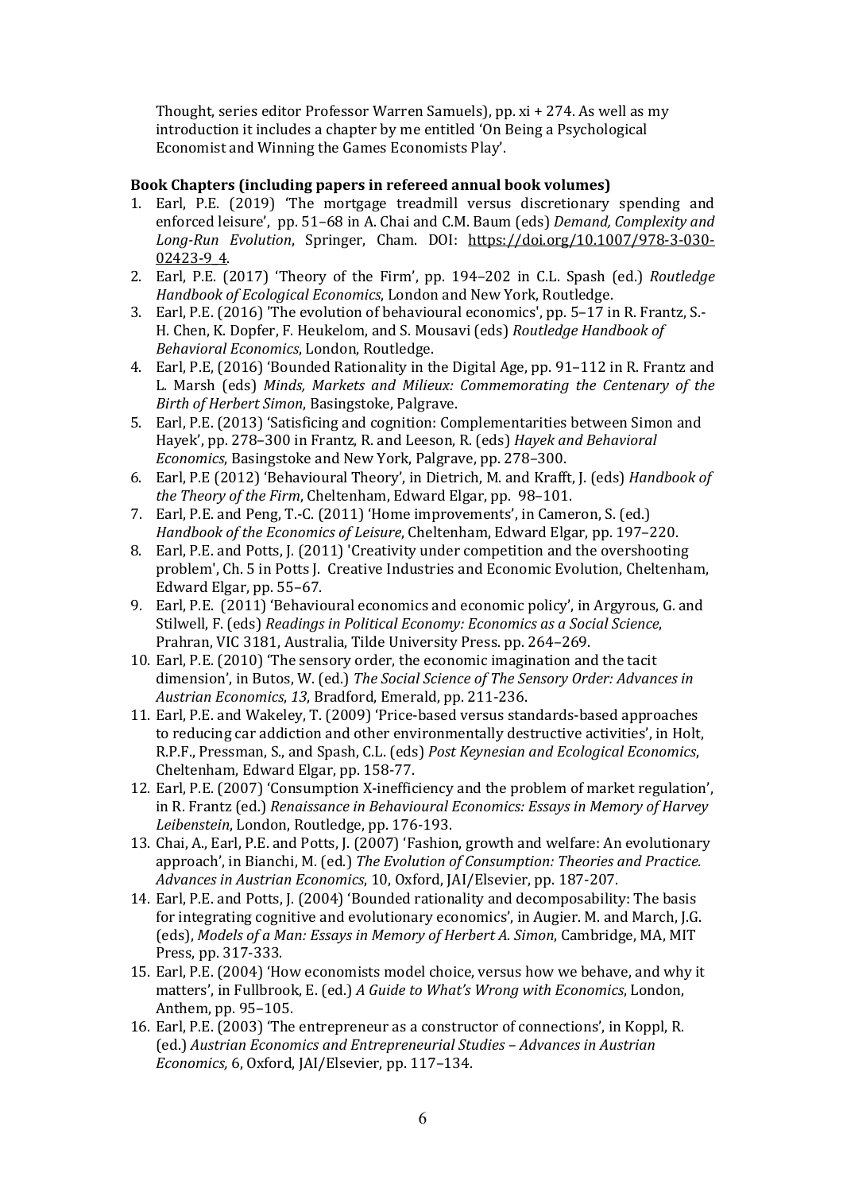Thought, series editor Professor Warren Samuels), pp. xi + 274. As well as my introduction it includes a chapter by me entitled 'On Being a Psychological Economist and Winning the Games Economists Play'.

**Book Chapters (including papers in refereed annual book volumes)**

1. Earl, P.E. (2019) 'The mortgage treadmill versus discretionary spending and enforced leisure', pp. 51–68 in A. Chai and C.M. Baum (eds) *Demand, Complexity and Long-Run Evolution*, Springer, Cham. DOI: https://doi.org/10.1007/978-3-030-02423-9_4.
2. Earl, P.E. (2017) 'Theory of the Firm', pp. 194–202 in C.L. Spash (ed.) *Routledge Handbook of Ecological Economics*, London and New York, Routledge.
3. Earl, P.E. (2016) 'The evolution of behavioural economics', pp. 5–17 in R. Frantz, S.-H. Chen, K. Dopfer, F. Heukelom, and S. Mousavi (eds) *Routledge Handbook of Behavioral Economics*, London, Routledge.
4. Earl, P.E, (2016) 'Bounded Rationality in the Digital Age, pp. 91–112 in R. Frantz and L. Marsh (eds) *Minds, Markets and Milieux: Commemorating the Centenary of the Birth of Herbert Simon*, Basingstoke, Palgrave.
5. Earl, P.E. (2013) 'Satisficing and cognition: Complementarities between Simon and Hayek', pp. 278–300 in Frantz, R. and Leeson, R. (eds) *Hayek and Behavioral Economics*, Basingstoke and New York, Palgrave, pp. 278–300.
6. Earl, P.E (2012) 'Behavioural Theory', in Dietrich, M. and Krafft, J. (eds) *Handbook of the Theory of the Firm*, Cheltenham, Edward Elgar, pp. 98–101.
7. Earl, P.E. and Peng, T.-C. (2011) 'Home improvements', in Cameron, S. (ed.) *Handbook of the Economics of Leisure*, Cheltenham, Edward Elgar, pp. 197–220.
8. Earl, P.E. and Potts, J. (2011) 'Creativity under competition and the overshooting problem', Ch. 5 in Potts J. Creative Industries and Economic Evolution, Cheltenham, Edward Elgar, pp. 55–67.
9. Earl, P.E. (2011) 'Behavioural economics and economic policy', in Argyrous, G. and Stilwell, F. (eds) *Readings in Political Economy: Economics as a Social Science*, Prahran, VIC 3181, Australia, Tilde University Press. pp. 264–269.
10. Earl, P.E. (2010) 'The sensory order, the economic imagination and the tacit dimension', in Butos, W. (ed.) *The Social Science of The Sensory Order: Advances in Austrian Economics*, *13*, Bradford, Emerald, pp. 211-236.
11. Earl, P.E. and Wakeley, T. (2009) 'Price-based versus standards-based approaches to reducing car addiction and other environmentally destructive activities', in Holt, R.P.F., Pressman, S., and Spash, C.L. (eds) *Post Keynesian and Ecological Economics*, Cheltenham, Edward Elgar, pp. 158-77.
12. Earl, P.E. (2007) 'Consumption X-inefficiency and the problem of market regulation', in R. Frantz (ed.) *Renaissance in Behavioural Economics: Essays in Memory of Harvey Leibenstein*, London, Routledge, pp. 176-193.
13. Chai, A., Earl, P.E. and Potts, J. (2007) 'Fashion, growth and welfare: An evolutionary approach', in Bianchi, M. (ed.) *The Evolution of Consumption: Theories and Practice. Advances in Austrian Economics*, 10, Oxford, JAI/Elsevier, pp. 187-207.
14. Earl, P.E. and Potts, J. (2004) 'Bounded rationality and decomposability: The basis for integrating cognitive and evolutionary economics', in Augier. M. and March, J.G. (eds), *Models of a Man: Essays in Memory of Herbert A. Simon*, Cambridge, MA, MIT Press, pp. 317-333.
15. Earl, P.E. (2004) 'How economists model choice, versus how we behave, and why it matters', in Fullbrook, E. (ed.) *A Guide to What's Wrong with Economics*, London, Anthem, pp. 95–105.
16. Earl, P.E. (2003) 'The entrepreneur as a constructor of connections', in Koppl, R. (ed.) *Austrian Economics and Entrepreneurial Studies – Advances in Austrian Economics,* 6, Oxford, JAI/Elsevier, pp. 117–134.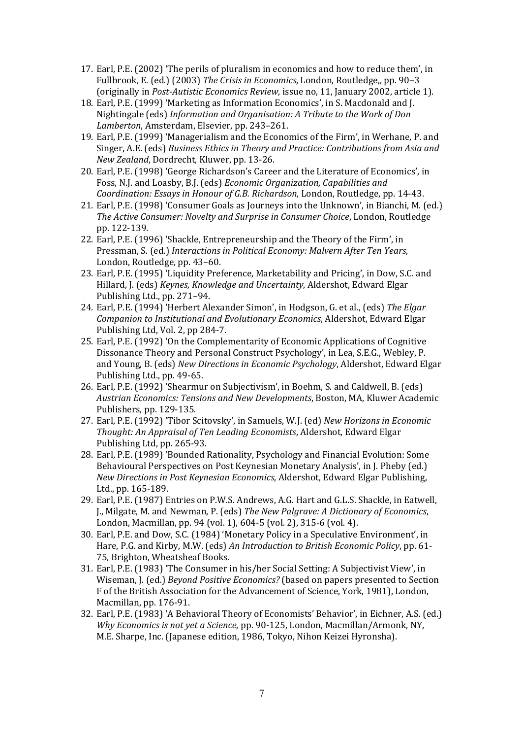17. Earl, P.E. (2002) 'The perils of pluralism in economics and how to reduce them', in Fullbrook, E. (ed.) (2003) *The Crisis in Economics*, London, Routledge,, pp. 90–3 (originally in *Post-Autistic Economics Review*, issue no, 11, January 2002, article 1).
18. Earl, P.E. (1999) 'Marketing as Information Economics', in S. Macdonald and J. Nightingale (eds) *Information and Organisation: A Tribute to the Work of Don Lamberton*, Amsterdam, Elsevier, pp. 243–261.
19. Earl, P.E. (1999) 'Managerialism and the Economics of the Firm', in Werhane, P. and Singer, A.E. (eds) *Business Ethics in Theory and Practice: Contributions from Asia and New Zealand*, Dordrecht, Kluwer, pp. 13-26.
20. Earl, P.E. (1998) 'George Richardson's Career and the Literature of Economics', in Foss, N.J. and Loasby, B.J. (eds) *Economic Organization, Capabilities and Coordination: Essays in Honour of G.B. Richardson*, London, Routledge, pp. 14-43.
21. Earl, P.E. (1998) 'Consumer Goals as Journeys into the Unknown', in Bianchi, M. (ed.) *The Active Consumer: Novelty and Surprise in Consumer Choice*, London, Routledge pp. 122-139.
22. Earl, P.E. (1996) 'Shackle, Entrepreneurship and the Theory of the Firm', in Pressman, S. (ed.) *Interactions in Political Economy: Malvern After Ten Years*, London, Routledge, pp. 43–60.
23. Earl, P.E. (1995) 'Liquidity Preference, Marketability and Pricing', in Dow, S.C. and Hillard, J. (eds) *Keynes, Knowledge and Uncertainty*, Aldershot, Edward Elgar Publishing Ltd., pp. 271–94.
24. Earl, P.E. (1994) 'Herbert Alexander Simon', in Hodgson, G. et al., (eds) *The Elgar Companion to Institutional and Evolutionary Economics*, Aldershot, Edward Elgar Publishing Ltd, Vol. 2, pp 284-7.
25. Earl, P.E. (1992) 'On the Complementarity of Economic Applications of Cognitive Dissonance Theory and Personal Construct Psychology', in Lea, S.E.G., Webley, P. and Young, B. (eds) *New Directions in Economic Psychology*, Aldershot, Edward Elgar Publishing Ltd., pp. 49-65.
26. Earl, P.E. (1992) 'Shearmur on Subjectivism', in Boehm, S. and Caldwell, B. (eds) *Austrian Economics: Tensions and New Developments*, Boston, MA, Kluwer Academic Publishers, pp. 129-135.
27. Earl, P.E. (1992) 'Tibor Scitovsky', in Samuels, W.J. (ed) *New Horizons in Economic Thought: An Appraisal of Ten Leading Economists*, Aldershot, Edward Elgar Publishing Ltd, pp. 265-93.
28. Earl, P.E. (1989) 'Bounded Rationality, Psychology and Financial Evolution: Some Behavioural Perspectives on Post Keynesian Monetary Analysis', in J. Pheby (ed.) *New Directions in Post Keynesian Economics*, Aldershot, Edward Elgar Publishing, Ltd., pp. 165-189.
29. Earl, P.E. (1987) Entries on P.W.S. Andrews, A.G. Hart and G.L.S. Shackle, in Eatwell, J., Milgate, M. and Newman, P. (eds) *The New Palgrave: A Dictionary of Economics*, London, Macmillan, pp. 94 (vol. 1), 604-5 (vol. 2), 315-6 (vol. 4).
30. Earl, P.E. and Dow, S.C. (1984) 'Monetary Policy in a Speculative Environment', in Hare, P.G. and Kirby, M.W. (eds) *An Introduction to British Economic Policy*, pp. 61-75, Brighton, Wheatsheaf Books.
31. Earl, P.E. (1983) 'The Consumer in his/her Social Setting: A Subjectivist View', in Wiseman, J. (ed.) *Beyond Positive Economics?* (based on papers presented to Section F of the British Association for the Advancement of Science, York, 1981), London, Macmillan, pp. 176-91.
32. Earl, P.E. (1983) 'A Behavioral Theory of Economists' Behavior', in Eichner, A.S. (ed.) *Why Economics is not yet a Science*, pp. 90-125, London, Macmillan/Armonk, NY, M.E. Sharpe, Inc. (Japanese edition, 1986, Tokyo, Nihon Keizei Hyronsha).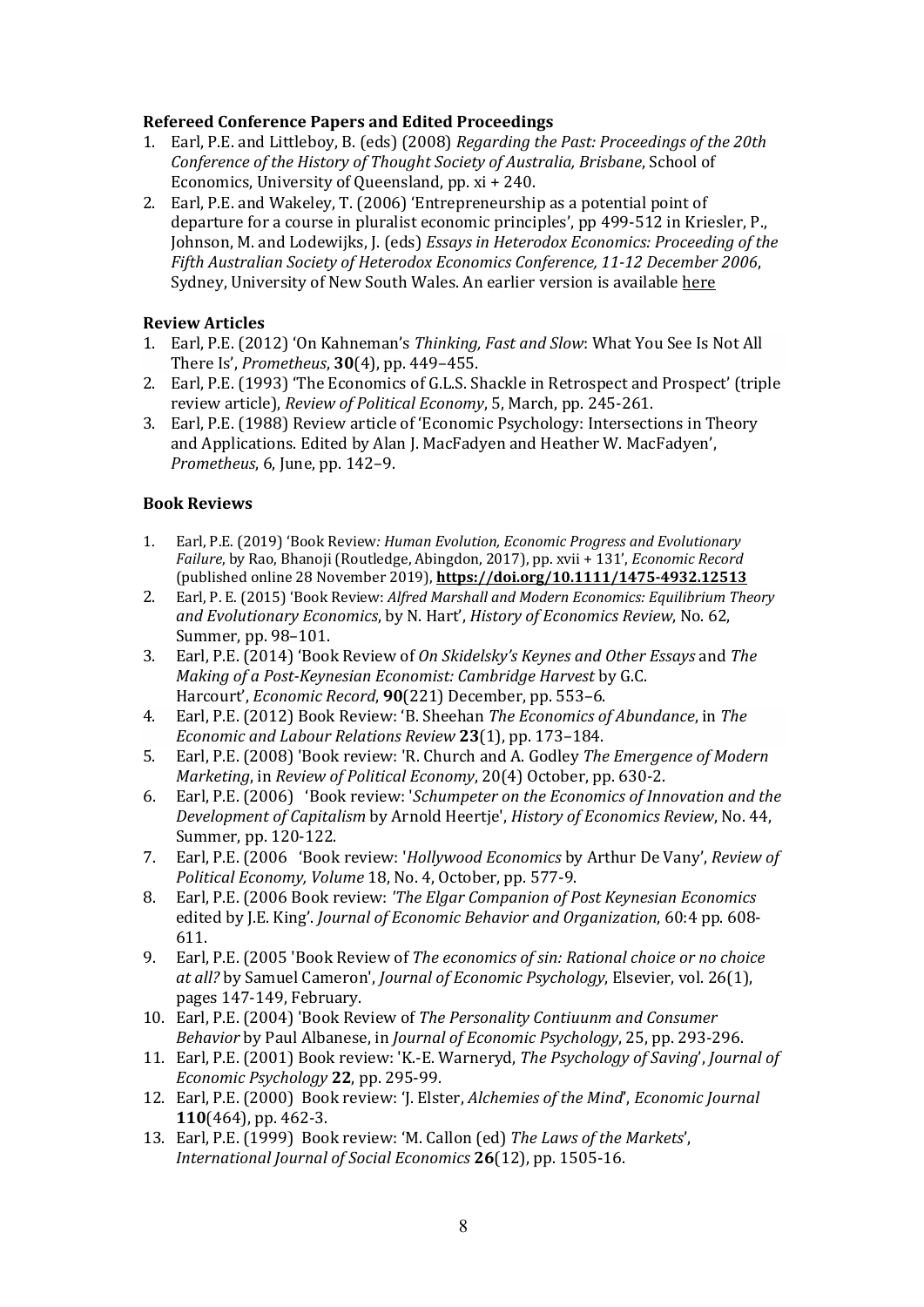**Refereed Conference Papers and Edited Proceedings**

1. Earl, P.E. and Littleboy, B. (eds) (2008) *Regarding the Past: Proceedings of the 20th Conference of the History of Thought Society of Australia, Brisbane*, School of Economics, University of Queensland, pp. xi + 240.
2. Earl, P.E. and Wakeley, T. (2006) 'Entrepreneurship as a potential point of departure for a course in pluralist economic principles', pp 499-512 in Kriesler, P., Johnson, M. and Lodewijks, J. (eds) *Essays in Heterodox Economics: Proceeding of the Fifth Australian Society of Heterodox Economics Conference, 11-12 December 2006*, Sydney, University of New South Wales. An earlier version is available here

**Review Articles**

1. Earl, P.E. (2012) 'On Kahneman's *Thinking, Fast and Slow*: What You See Is Not All There Is', *Prometheus*, **30**(4), pp. 449–455.
2. Earl, P.E. (1993) 'The Economics of G.L.S. Shackle in Retrospect and Prospect' (triple review article), *Review of Political Economy*, 5, March, pp. 245-261.
3. Earl, P.E. (1988) Review article of 'Economic Psychology: Intersections in Theory and Applications. Edited by Alan J. MacFadyen and Heather W. MacFadyen', *Prometheus*, 6, June, pp. 142–9.

**Book Reviews**

1. Earl, P.E. (2019) 'Book Review*: Human Evolution, Economic Progress and Evolutionary Failure*, by Rao, Bhanoji (Routledge, Abingdon, 2017), pp. xvii + 131', *Economic Record* (published online 28 November 2019), **https://doi.org/10.1111/1475-4932.12513**
2. Earl, P. E. (2015) 'Book Review: *Alfred Marshall and Modern Economics: Equilibrium Theory and Evolutionary Economics*, by N. Hart', *History of Economics Review*, No. 62, Summer, pp. 98–101.
3. Earl, P.E. (2014) 'Book Review of *On Skidelsky's Keynes and Other Essays* and *The Making of a Post-Keynesian Economist: Cambridge Harvest* by G.C. Harcourt', *Economic Record*, **90**(221) December, pp. 553–6.
4. Earl, P.E. (2012) Book Review: 'B. Sheehan *The Economics of Abundance*, in *The Economic and Labour Relations Review* **23**(1), pp. 173–184.
5. Earl, P.E. (2008) 'Book review: 'R. Church and A. Godley *The Emergence of Modern Marketing*, in *Review of Political Economy*, 20(4) October, pp. 630-2.
6. Earl, P.E. (2006) 'Book review: '*Schumpeter on the Economics of Innovation and the Development of Capitalism* by Arnold Heertje', *History of Economics Review*, No. 44, Summer, pp. 120-122.
7. Earl, P.E. (2006 'Book review: '*Hollywood Economics* by Arthur De Vany', *Review of Political Economy, Volume* 18, No. 4, October, pp. 577-9.
8. Earl, P.E. (2006 Book review: *'The Elgar Companion of Post Keynesian Economics* edited by J.E. King'. *Journal of Economic Behavior and Organization*, 60:4 pp. 608-611.
9. Earl, P.E. (2005 'Book Review of *The economics of sin: Rational choice or no choice at all?* by Samuel Cameron', *Journal of Economic Psychology*, Elsevier, vol. 26(1), pages 147-149, February.
10. Earl, P.E. (2004) 'Book Review of *The Personality Contiuunm and Consumer Behavior* by Paul Albanese, in *Journal of Economic Psychology*, 25, pp. 293-296.
11. Earl, P.E. (2001) Book review: 'K.-E. Warneryd, *The Psychology of Saving*', *Journal of Economic Psychology* **22**, pp. 295-99.
12. Earl, P.E. (2000) Book review: 'J. Elster, *Alchemies of the Mind*', *Economic Journal* **110**(464), pp. 462-3.
13. Earl, P.E. (1999) Book review: 'M. Callon (ed) *The Laws of the Markets*', *International Journal of Social Economics* **26**(12), pp. 1505-16.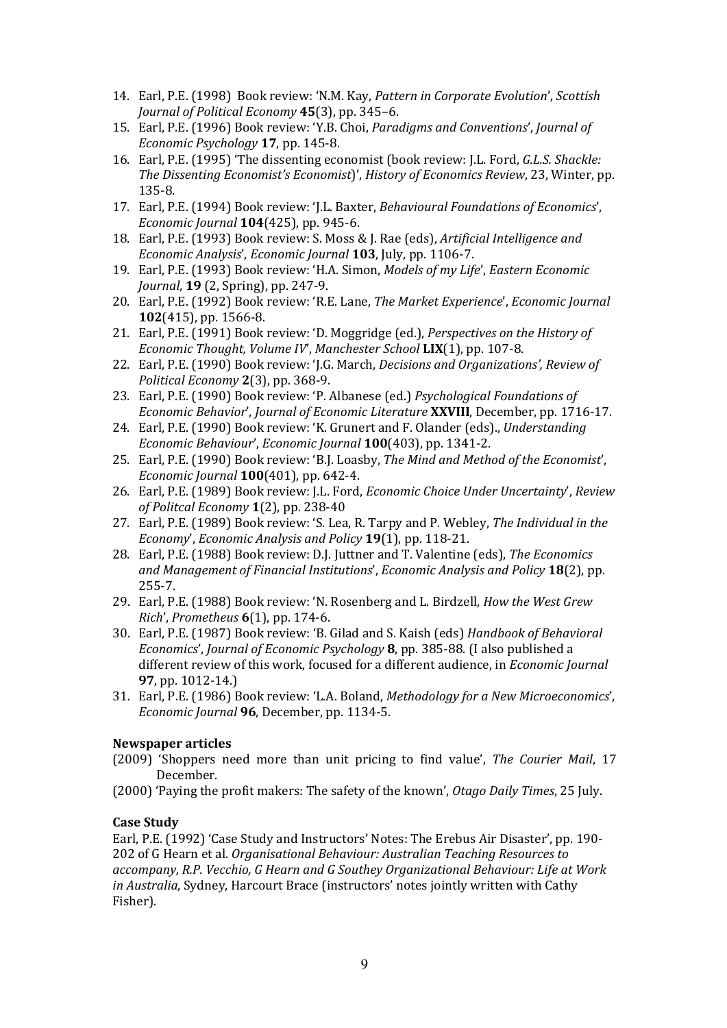14. Earl, P.E. (1998) Book review: 'N.M. Kay, *Pattern in Corporate Evolution*', *Scottish Journal of Political Economy* **45**(3), pp. 345–6.
15. Earl, P.E. (1996) Book review: 'Y.B. Choi, *Paradigms and Conventions*', *Journal of Economic Psychology* **17**, pp. 145-8.
16. Earl, P.E. (1995) 'The dissenting economist (book review: J.L. Ford, *G.L.S. Shackle: The Dissenting Economist's Economist*)', *History of Economics Review*, 23, Winter, pp. 135-8.
17. Earl, P.E. (1994) Book review: 'J.L. Baxter, *Behavioural Foundations of Economics*', *Economic Journal* **104**(425), pp. 945-6.
18. Earl, P.E. (1993) Book review: S. Moss & J. Rae (eds), *Artificial Intelligence and Economic Analysis*', *Economic Journal* **103**, July, pp. 1106-7.
19. Earl, P.E. (1993) Book review: 'H.A. Simon, *Models of my Life*', *Eastern Economic Journal*, **19** (2, Spring), pp. 247-9.
20. Earl, P.E. (1992) Book review: 'R.E. Lane, *The Market Experience*', *Economic Journal* **102**(415), pp. 1566-8.
21. Earl, P.E. (1991) Book review: 'D. Moggridge (ed.), *Perspectives on the History of Economic Thought, Volume IV*', *Manchester School* **LIX**(1), pp. 107-8.
22. Earl, P.E. (1990) Book review: 'J.G. March, *Decisions and Organizations', Review of Political Economy* **2**(3), pp. 368-9.
23. Earl, P.E. (1990) Book review: 'P. Albanese (ed.) *Psychological Foundations of Economic Behavior*', *Journal of Economic Literature* **XXVIII**, December, pp. 1716-17.
24. Earl, P.E. (1990) Book review: 'K. Grunert and F. Olander (eds)., *Understanding Economic Behaviour*', *Economic Journal* **100**(403), pp. 1341-2.
25. Earl, P.E. (1990) Book review: 'B.J. Loasby, *The Mind and Method of the Economist*', *Economic Journal* **100**(401), pp. 642-4.
26. Earl, P.E. (1989) Book review: J.L. Ford, *Economic Choice Under Uncertainty*', *Review of Politcal Economy* **1**(2), pp. 238-40
27. Earl, P.E. (1989) Book review: 'S. Lea, R. Tarpy and P. Webley, *The Individual in the Economy*', *Economic Analysis and Policy* **19**(1), pp. 118-21.
28. Earl, P.E. (1988) Book review: D.J. Juttner and T. Valentine (eds), *The Economics and Management of Financial Institutions*', *Economic Analysis and Policy* **18**(2), pp. 255-7.
29. Earl, P.E. (1988) Book review: 'N. Rosenberg and L. Birdzell, *How the West Grew Rich*', *Prometheus* **6**(1), pp. 174-6.
30. Earl, P.E. (1987) Book review: 'B. Gilad and S. Kaish (eds) *Handbook of Behavioral Economics*', *Journal of Economic Psychology* **8**, pp. 385-88. (I also published a different review of this work, focused for a different audience, in *Economic Journal* **97**, pp. 1012-14.)
31. Earl, P.E. (1986) Book review: 'L.A. Boland, *Methodology for a New Microeconomics*', *Economic Journal* **96**, December, pp. 1134-5.

**Newspaper articles**

(2009) 'Shoppers need more than unit pricing to find value', *The Courier Mail*, 17 December.

(2000) 'Paying the profit makers: The safety of the known', *Otago Daily Times*, 25 July.

**Case Study**

Earl, P.E. (1992) 'Case Study and Instructors' Notes: The Erebus Air Disaster', pp. 190-202 of G Hearn et al. *Organisational Behaviour: Australian Teaching Resources to accompany, R.P. Vecchio, G Hearn and G Southey Organizational Behaviour: Life at Work in Australia*, Sydney, Harcourt Brace (instructors' notes jointly written with Cathy Fisher).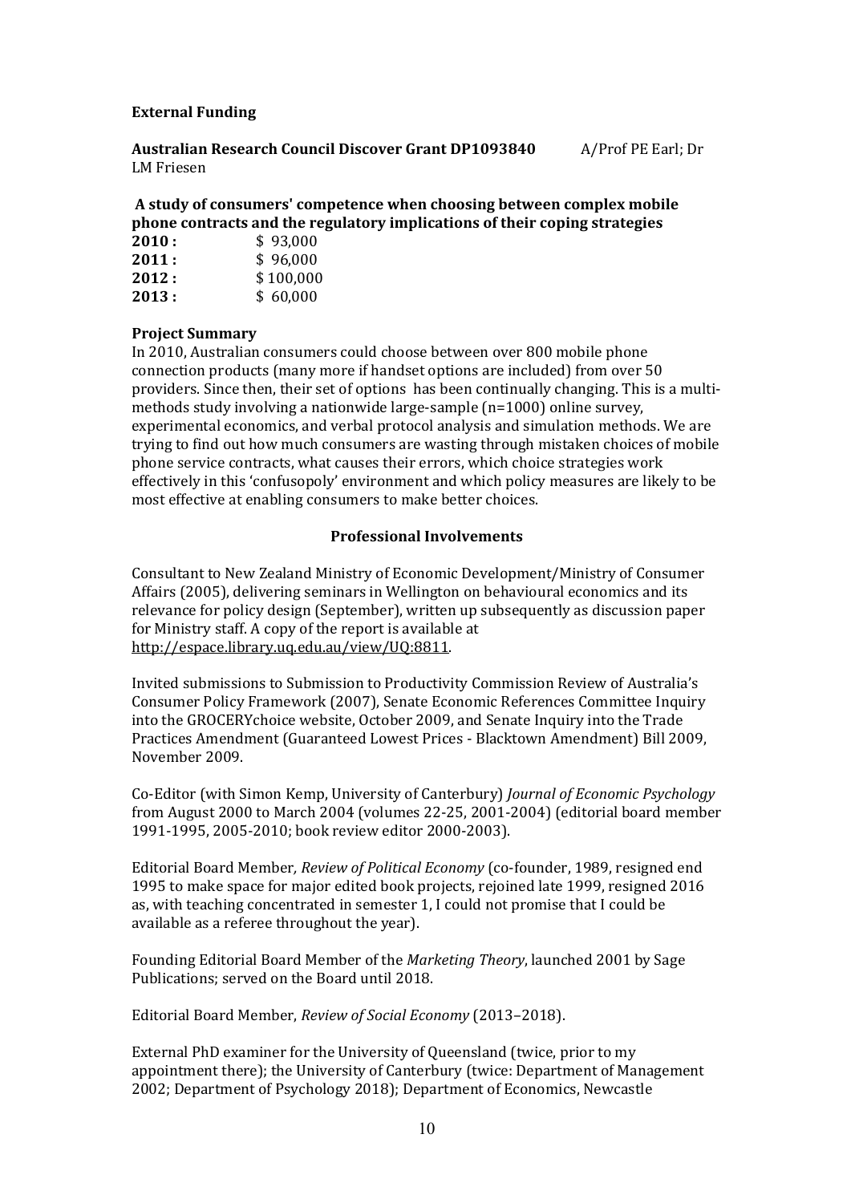**External Funding**

**Australian Research Council Discover Grant DP1093840** A/Prof PE Earl; Dr LM Friesen

**A study of consumers' competence when choosing between complex mobile phone contracts and the regulatory implications of their coping strategies**

**2010 :** $ 93,000
**2011 :** $ 96,000
**2012 :** $ 100,000
**2013 :** $ 60,000

**Project Summary**

In 2010, Australian consumers could choose between over 800 mobile phone connection products (many more if handset options are included) from over 50 providers. Since then, their set of options has been continually changing. This is a multi-methods study involving a nationwide large-sample (n=1000) online survey, experimental economics, and verbal protocol analysis and simulation methods. We are trying to find out how much consumers are wasting through mistaken choices of mobile phone service contracts, what causes their errors, which choice strategies work effectively in this 'confusopoly' environment and which policy measures are likely to be most effective at enabling consumers to make better choices.

## Professional Involvements

Consultant to New Zealand Ministry of Economic Development/Ministry of Consumer Affairs (2005), delivering seminars in Wellington on behavioural economics and its relevance for policy design (September), written up subsequently as discussion paper for Ministry staff. A copy of the report is available at http://espace.library.uq.edu.au/view/UQ:8811.

Invited submissions to Submission to Productivity Commission Review of Australia's Consumer Policy Framework (2007), Senate Economic References Committee Inquiry into the GROCERYchoice website, October 2009, and Senate Inquiry into the Trade Practices Amendment (Guaranteed Lowest Prices - Blacktown Amendment) Bill 2009, November 2009.

Co-Editor (with Simon Kemp, University of Canterbury) *Journal of Economic Psychology* from August 2000 to March 2004 (volumes 22-25, 2001-2004) (editorial board member 1991-1995, 2005-2010; book review editor 2000-2003).

Editorial Board Member*, Review of Political Economy* (co-founder, 1989, resigned end 1995 to make space for major edited book projects, rejoined late 1999, resigned 2016 as, with teaching concentrated in semester 1, I could not promise that I could be available as a referee throughout the year).

Founding Editorial Board Member of the *Marketing Theory*, launched 2001 by Sage Publications; served on the Board until 2018.

Editorial Board Member, *Review of Social Economy* (2013–2018).

External PhD examiner for the University of Queensland (twice, prior to my appointment there); the University of Canterbury (twice: Department of Management 2002; Department of Psychology 2018); Department of Economics, Newcastle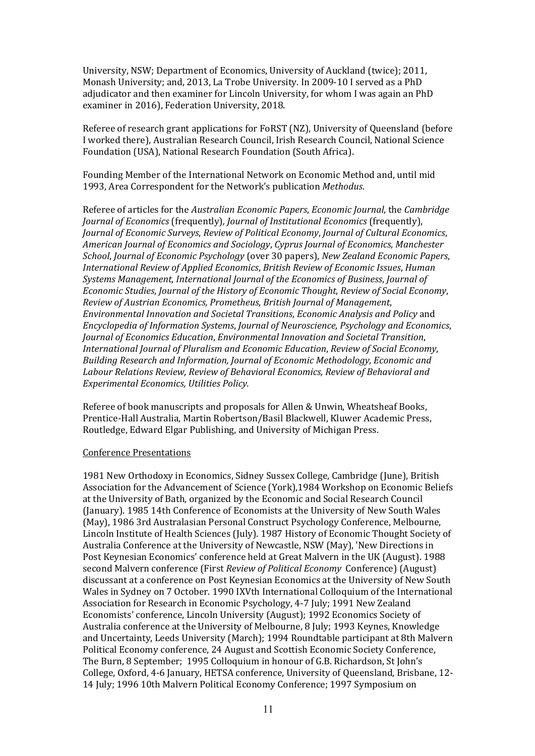University, NSW; Department of Economics, University of Auckland (twice); 2011, Monash University; and, 2013, La Trobe University. In 2009-10 I served as a PhD adjudicator and then examiner for Lincoln University, for whom I was again an PhD examiner in 2016), Federation University, 2018.

Referee of research grant applications for FoRST (NZ), University of Queensland (before I worked there), Australian Research Council, Irish Research Council, National Science Foundation (USA), National Research Foundation (South Africa).

Founding Member of the International Network on Economic Method and, until mid 1993, Area Correspondent for the Network's publication *Methodus*.

Referee of articles for the *Australian Economic Papers*, *Economic Journal*, the *Cambridge Journal of Economics* (frequently)*, Journal of Institutional Economics* (frequently), *Journal of Economic Surveys*, *Review of Political Economy*, *Journal of Cultural Economics*, *American Journal of Economics and Sociology*, *Cyprus Journal of Economics*, *Manchester School*, *Journal of Economic Psychology* (over 30 papers), *New Zealand Economic Papers*, *International Review of Applied Economics*, *British Review of Economic Issues*, *Human Systems Management*, *International Journal of the Economics of Business*, *Journal of Economic Studies*, *Journal of the History of Economic Thought*, *Review of Social Economy*, *Review of Austrian Economics, Prometheus*, *British Journal of Management*, *Environmental Innovation and Societal Transitions*, *Economic Analysis and Policy* and *Encyclopedia of Information Systems*, *Journal of Neuroscience, Psychology and Economics*, *Journal of Economics Education*, *Environmental Innovation and Societal Transition*, *International Journal of Pluralism and Economic Education*, *Review of Social Economy*, *Building Research and Information, Journal of Economic Methodology, Economic and Labour Relations Review, Review of Behavioral Economics, Review of Behavioral and Experimental Economics, Utilities Policy.*

Referee of book manuscripts and proposals for Allen & Unwin, Wheatsheaf Books, Prentice-Hall Australia, Martin Robertson/Basil Blackwell, Kluwer Academic Press, Routledge, Edward Elgar Publishing, and University of Michigan Press.

Conference Presentations

1981 New Orthodoxy in Economics, Sidney Sussex College, Cambridge (June), British Association for the Advancement of Science (York),1984 Workshop on Economic Beliefs at the University of Bath, organized by the Economic and Social Research Council (January). 1985 14th Conference of Economists at the University of New South Wales (May), 1986 3rd Australasian Personal Construct Psychology Conference, Melbourne, Lincoln Institute of Health Sciences (July). 1987 History of Economic Thought Society of Australia Conference at the University of Newcastle, NSW (May), 'New Directions in Post Keynesian Economics' conference held at Great Malvern in the UK (August). 1988 second Malvern conference (First *Review of Political Economy* Conference) (August) discussant at a conference on Post Keynesian Economics at the University of New South Wales in Sydney on 7 October. 1990 IXVth International Colloquium of the International Association for Research in Economic Psychology, 4-7 July; 1991 New Zealand Economists' conference, Lincoln University (August); 1992 Economics Society of Australia conference at the University of Melbourne, 8 July; 1993 Keynes, Knowledge and Uncertainty, Leeds University (March); 1994 Roundtable participant at 8th Malvern Political Economy conference, 24 August and Scottish Economic Society Conference, The Burn, 8 September; 1995 Colloquium in honour of G.B. Richardson, St John's College, Oxford, 4-6 January, HETSA conference, University of Queensland, Brisbane, 12-14 July; 1996 10th Malvern Political Economy Conference; 1997 Symposium on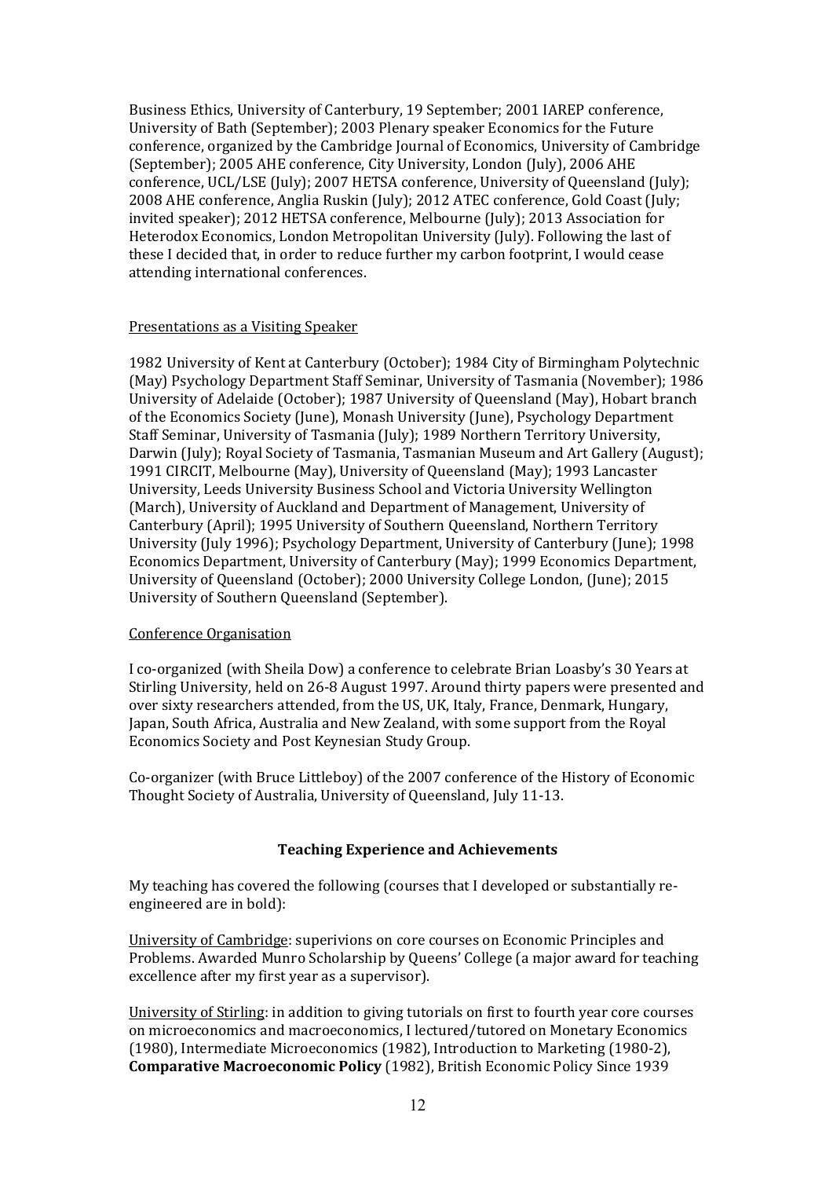Business Ethics, University of Canterbury, 19 September; 2001 IAREP conference, University of Bath (September); 2003 Plenary speaker Economics for the Future conference, organized by the Cambridge Journal of Economics, University of Cambridge (September); 2005 AHE conference, City University, London (July), 2006 AHE conference, UCL/LSE (July); 2007 HETSA conference, University of Queensland (July); 2008 AHE conference, Anglia Ruskin (July); 2012 ATEC conference, Gold Coast (July; invited speaker); 2012 HETSA conference, Melbourne (July); 2013 Association for Heterodox Economics, London Metropolitan University (July). Following the last of these I decided that, in order to reduce further my carbon footprint, I would cease attending international conferences.

<u>Presentations as a Visiting Speaker</u>

1982 University of Kent at Canterbury (October); 1984 City of Birmingham Polytechnic (May) Psychology Department Staff Seminar, University of Tasmania (November); 1986 University of Adelaide (October); 1987 University of Queensland (May), Hobart branch of the Economics Society (June), Monash University (June), Psychology Department Staff Seminar, University of Tasmania (July); 1989 Northern Territory University, Darwin (July); Royal Society of Tasmania, Tasmanian Museum and Art Gallery (August); 1991 CIRCIT, Melbourne (May), University of Queensland (May); 1993 Lancaster University, Leeds University Business School and Victoria University Wellington (March), University of Auckland and Department of Management, University of Canterbury (April); 1995 University of Southern Queensland, Northern Territory University (July 1996); Psychology Department, University of Canterbury (June); 1998 Economics Department, University of Canterbury (May); 1999 Economics Department, University of Queensland (October); 2000 University College London, (June); 2015 University of Southern Queensland (September).

<u>Conference Organisation</u>

I co-organized (with Sheila Dow) a conference to celebrate Brian Loasby's 30 Years at Stirling University, held on 26-8 August 1997. Around thirty papers were presented and over sixty researchers attended, from the US, UK, Italy, France, Denmark, Hungary, Japan, South Africa, Australia and New Zealand, with some support from the Royal Economics Society and Post Keynesian Study Group.

Co-organizer (with Bruce Littleboy) of the 2007 conference of the History of Economic Thought Society of Australia, University of Queensland, July 11-13.

## Teaching Experience and Achievements

My teaching has covered the following (courses that I developed or substantially re-engineered are in bold):

<u>University of Cambridge</u>: superivions on core courses on Economic Principles and Problems. Awarded Munro Scholarship by Queens' College (a major award for teaching excellence after my first year as a supervisor).

<u>University of Stirling</u>: in addition to giving tutorials on first to fourth year core courses on microeconomics and macroeconomics, I lectured/tutored on Monetary Economics (1980), Intermediate Microeconomics (1982), Introduction to Marketing (1980-2), **Comparative Macroeconomic Policy** (1982), British Economic Policy Since 1939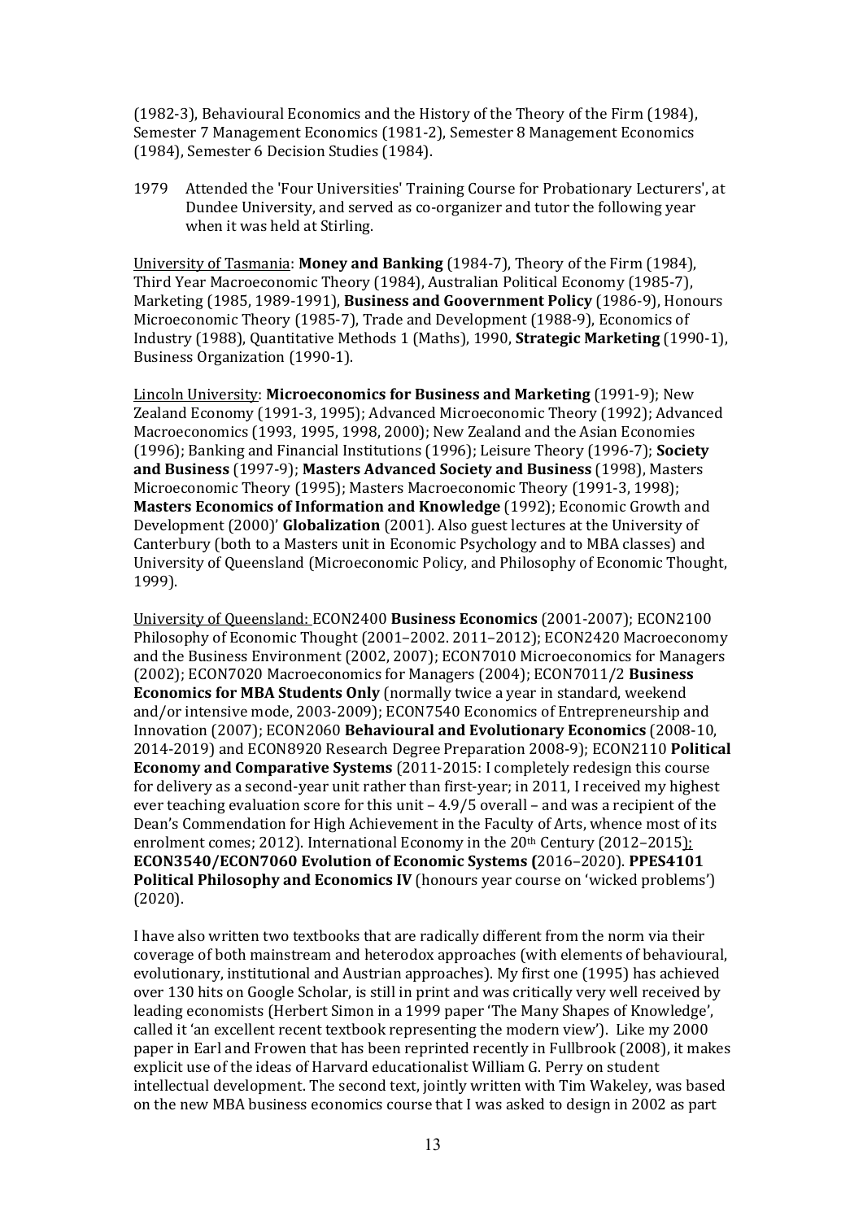(1982-3), Behavioural Economics and the History of the Theory of the Firm (1984), Semester 7 Management Economics (1981-2), Semester 8 Management Economics (1984), Semester 6 Decision Studies (1984).

1979 Attended the 'Four Universities' Training Course for Probationary Lecturers', at Dundee University, and served as co-organizer and tutor the following year when it was held at Stirling.

<u>University of Tasmania</u>: **Money and Banking** (1984-7), Theory of the Firm (1984), Third Year Macroeconomic Theory (1984), Australian Political Economy (1985-7), Marketing (1985, 1989-1991), **Business and Goovernment Policy** (1986-9), Honours Microeconomic Theory (1985-7), Trade and Development (1988-9), Economics of Industry (1988), Quantitative Methods 1 (Maths), 1990, **Strategic Marketing** (1990-1), Business Organization (1990-1).

<u>Lincoln University</u>: **Microeconomics for Business and Marketing** (1991-9); New Zealand Economy (1991-3, 1995); Advanced Microeconomic Theory (1992); Advanced Macroeconomics (1993, 1995, 1998, 2000); New Zealand and the Asian Economies (1996); Banking and Financial Institutions (1996); Leisure Theory (1996-7); **Society and Business** (1997-9); **Masters Advanced Society and Business** (1998), Masters Microeconomic Theory (1995); Masters Macroeconomic Theory (1991-3, 1998); **Masters Economics of Information and Knowledge** (1992); Economic Growth and Development (2000)' **Globalization** (2001). Also guest lectures at the University of Canterbury (both to a Masters unit in Economic Psychology and to MBA classes) and University of Queensland (Microeconomic Policy, and Philosophy of Economic Thought, 1999).

<u>University of Queensland:</u> ECON2400 **Business Economics** (2001-2007); ECON2100 Philosophy of Economic Thought (2001–2002. 2011–2012); ECON2420 Macroeconomy and the Business Environment (2002, 2007); ECON7010 Microeconomics for Managers (2002); ECON7020 Macroeconomics for Managers (2004); ECON7011/2 **Business Economics for MBA Students Only** (normally twice a year in standard, weekend and/or intensive mode, 2003-2009); ECON7540 Economics of Entrepreneurship and Innovation (2007); ECON2060 **Behavioural and Evolutionary Economics** (2008-10, 2014-2019) and ECON8920 Research Degree Preparation 2008-9); ECON2110 **Political Economy and Comparative Systems** (2011-2015: I completely redesign this course for delivery as a second-year unit rather than first-year; in 2011, I received my highest ever teaching evaluation score for this unit – 4.9/5 overall – and was a recipient of the Dean's Commendation for High Achievement in the Faculty of Arts, whence most of its enrolment comes; 2012). International Economy in the 20th Century (2012–2015); **ECON3540/ECON7060 Evolution of Economic Systems (**2016–2020). **PPES4101 Political Philosophy and Economics IV** (honours year course on 'wicked problems') (2020).

I have also written two textbooks that are radically different from the norm via their coverage of both mainstream and heterodox approaches (with elements of behavioural, evolutionary, institutional and Austrian approaches). My first one (1995) has achieved over 130 hits on Google Scholar, is still in print and was critically very well received by leading economists (Herbert Simon in a 1999 paper 'The Many Shapes of Knowledge', called it 'an excellent recent textbook representing the modern view'). Like my 2000 paper in Earl and Frowen that has been reprinted recently in Fullbrook (2008), it makes explicit use of the ideas of Harvard educationalist William G. Perry on student intellectual development. The second text, jointly written with Tim Wakeley, was based on the new MBA business economics course that I was asked to design in 2002 as part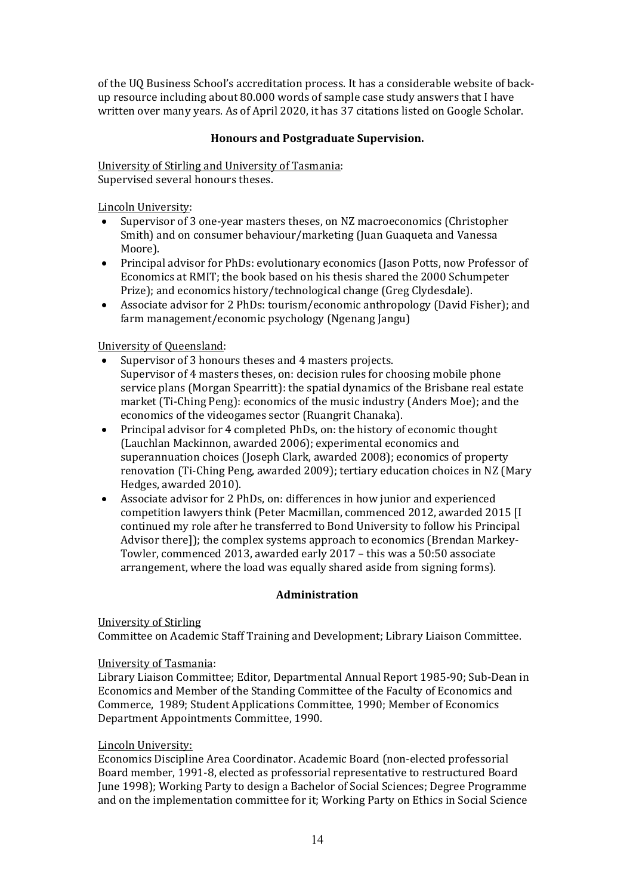of the UQ Business School's accreditation process. It has a considerable website of back-up resource including about 80.000 words of sample case study answers that I have written over many years. As of April 2020, it has 37 citations listed on Google Scholar.

### Honours and Postgraduate Supervision.

University of Stirling and University of Tasmania:
Supervised several honours theses.

Lincoln University:

- Supervisor of 3 one-year masters theses, on NZ macroeconomics (Christopher Smith) and on consumer behaviour/marketing (Juan Guaqueta and Vanessa Moore).
- Principal advisor for PhDs: evolutionary economics (Jason Potts, now Professor of Economics at RMIT; the book based on his thesis shared the 2000 Schumpeter Prize); and economics history/technological change (Greg Clydesdale).
- Associate advisor for 2 PhDs: tourism/economic anthropology (David Fisher); and farm management/economic psychology (Ngenang Jangu)

University of Queensland:

- Supervisor of 3 honours theses and 4 masters projects.
  Supervisor of 4 masters theses, on: decision rules for choosing mobile phone service plans (Morgan Spearritt): the spatial dynamics of the Brisbane real estate market (Ti-Ching Peng): economics of the music industry (Anders Moe); and the economics of the videogames sector (Ruangrit Chanaka).
- Principal advisor for 4 completed PhDs, on: the history of economic thought (Lauchlan Mackinnon, awarded 2006); experimental economics and superannuation choices (Joseph Clark, awarded 2008); economics of property renovation (Ti-Ching Peng, awarded 2009); tertiary education choices in NZ (Mary Hedges, awarded 2010).
- Associate advisor for 2 PhDs, on: differences in how junior and experienced competition lawyers think (Peter Macmillan, commenced 2012, awarded 2015 [I continued my role after he transferred to Bond University to follow his Principal Advisor there]); the complex systems approach to economics (Brendan Markey-Towler, commenced 2013, awarded early 2017 – this was a 50:50 associate arrangement, where the load was equally shared aside from signing forms).

### Administration

University of Stirling
Committee on Academic Staff Training and Development; Library Liaison Committee.

University of Tasmania:
Library Liaison Committee; Editor, Departmental Annual Report 1985-90; Sub-Dean in Economics and Member of the Standing Committee of the Faculty of Economics and Commerce, 1989; Student Applications Committee, 1990; Member of Economics Department Appointments Committee, 1990.

Lincoln University:
Economics Discipline Area Coordinator. Academic Board (non-elected professorial Board member, 1991-8, elected as professorial representative to restructured Board June 1998); Working Party to design a Bachelor of Social Sciences; Degree Programme and on the implementation committee for it; Working Party on Ethics in Social Science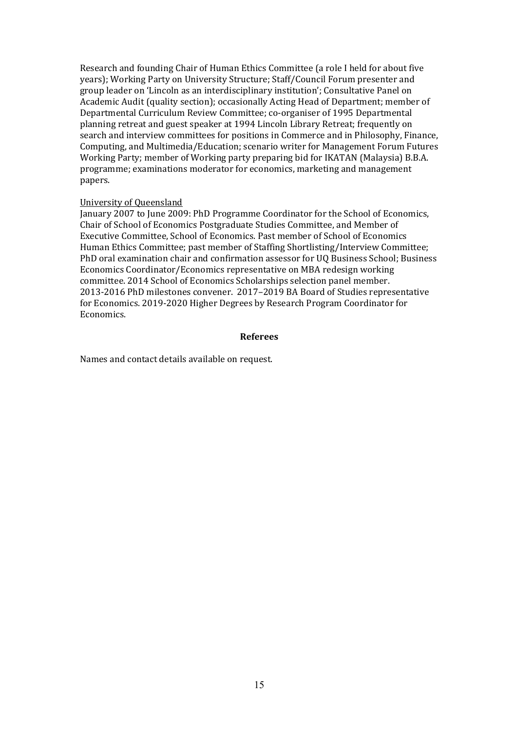Research and founding Chair of Human Ethics Committee (a role I held for about five years); Working Party on University Structure; Staff/Council Forum presenter and group leader on 'Lincoln as an interdisciplinary institution'; Consultative Panel on Academic Audit (quality section); occasionally Acting Head of Department; member of Departmental Curriculum Review Committee; co-organiser of 1995 Departmental planning retreat and guest speaker at 1994 Lincoln Library Retreat; frequently on search and interview committees for positions in Commerce and in Philosophy, Finance, Computing, and Multimedia/Education; scenario writer for Management Forum Futures Working Party; member of Working party preparing bid for IKATAN (Malaysia) B.B.A. programme; examinations moderator for economics, marketing and management papers.

<u>University of Queensland</u>

January 2007 to June 2009: PhD Programme Coordinator for the School of Economics, Chair of School of Economics Postgraduate Studies Committee, and Member of Executive Committee, School of Economics. Past member of School of Economics Human Ethics Committee; past member of Staffing Shortlisting/Interview Committee; PhD oral examination chair and confirmation assessor for UQ Business School; Business Economics Coordinator/Economics representative on MBA redesign working committee. 2014 School of Economics Scholarships selection panel member. 2013-2016 PhD milestones convener. 2017–2019 BA Board of Studies representative for Economics. 2019-2020 Higher Degrees by Research Program Coordinator for Economics.

## Referees

Names and contact details available on request.